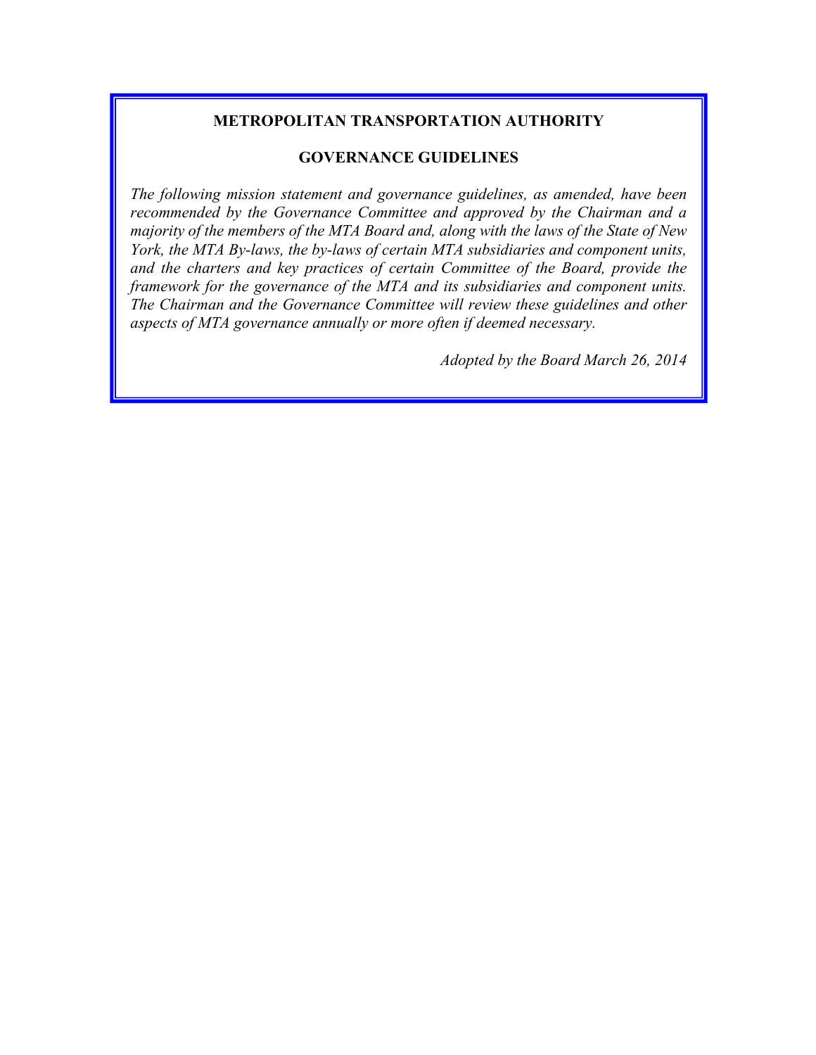# METROPOLITAN TRANSPORTATION AUTHORITY

## GOVERNANCE GUIDELINES

*The following mission statement and governance guidelines, as amended, have been recommended by the Governance Committee and approved by the Chairman and a majority of the members of the MTA Board and, along with the laws of the State of New York, the MTA By-laws, the by-laws of certain MTA subsidiaries and component units, and the charters and key practices of certain Committee of the Board, provide the framework for the governance of the MTA and its subsidiaries and component units. The Chairman and the Governance Committee will review these guidelines and other aspects of MTA governance annually or more often if deemed necessary.*

*Adopted by the Board March 26, 2014*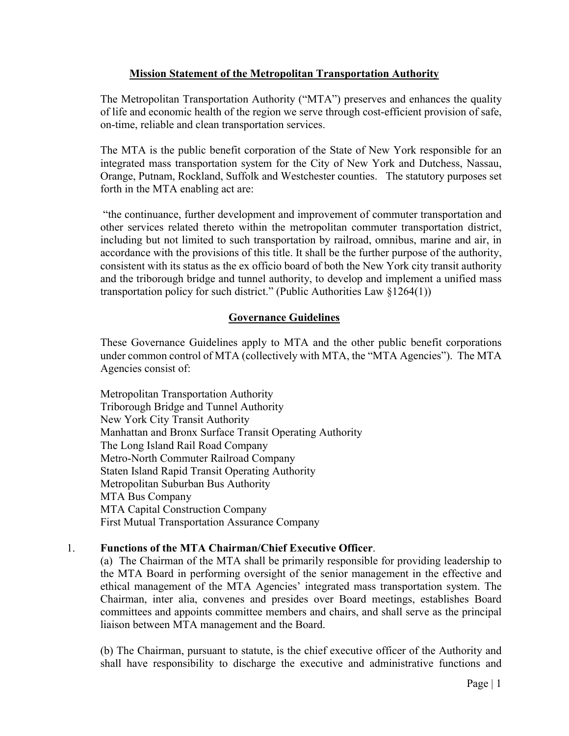## Mission Statement of the Metropolitan Transportation Authority

The Metropolitan Transportation Authority ("MTA") preserves and enhances the quality of life and economic health of the region we serve through cost-efficient provision of safe, on-time, reliable and clean transportation services.

The MTA is the public benefit corporation of the State of New York responsible for an integrated mass transportation system for the City of New York and Dutchess, Nassau, Orange, Putnam, Rockland, Suffolk and Westchester counties. The statutory purposes set forth in the MTA enabling act are:

"the continuance, further development and improvement of commuter transportation and other services related thereto within the metropolitan commuter transportation district, including but not limited to such transportation by railroad, omnibus, marine and air, in accordance with the provisions of this title. It shall be the further purpose of the authority, consistent with its status as the ex officio board of both the New York city transit authority and the triborough bridge and tunnel authority, to develop and implement a unified mass transportation policy for such district." (Public Authorities Law §1264(1))

## Governance Guidelines

These Governance Guidelines apply to MTA and the other public benefit corporations under common control of MTA (collectively with MTA, the "MTA Agencies"). The MTA Agencies consist of:

Metropolitan Transportation Authority
Triborough Bridge and Tunnel Authority
New York City Transit Authority
Manhattan and Bronx Surface Transit Operating Authority
The Long Island Rail Road Company
Metro-North Commuter Railroad Company
Staten Island Rapid Transit Operating Authority
Metropolitan Suburban Bus Authority
MTA Bus Company
MTA Capital Construction Company
First Mutual Transportation Assurance Company

1. **Functions of the MTA Chairman/Chief Executive Officer**.

(a) The Chairman of the MTA shall be primarily responsible for providing leadership to the MTA Board in performing oversight of the senior management in the effective and ethical management of the MTA Agencies' integrated mass transportation system. The Chairman, inter alia, convenes and presides over Board meetings, establishes Board committees and appoints committee members and chairs, and shall serve as the principal liaison between MTA management and the Board.

(b) The Chairman, pursuant to statute, is the chief executive officer of the Authority and shall have responsibility to discharge the executive and administrative functions and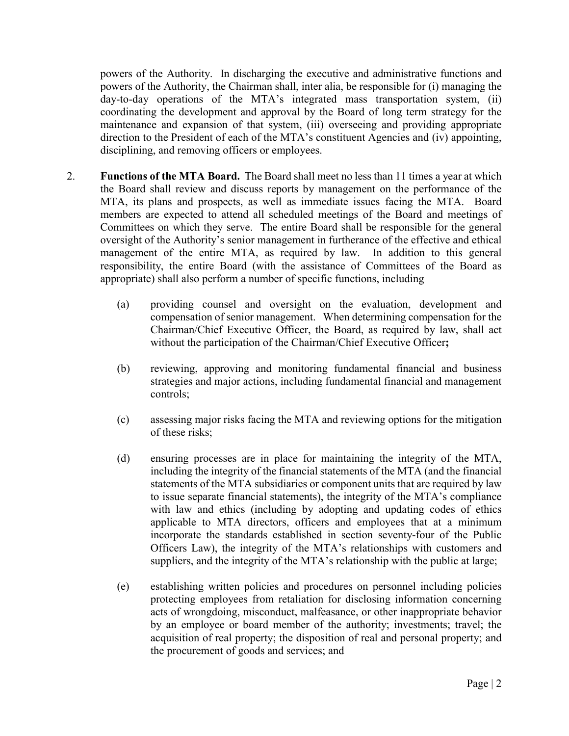powers of the Authority. In discharging the executive and administrative functions and powers of the Authority, the Chairman shall, inter alia, be responsible for (i) managing the day-to-day operations of the MTA's integrated mass transportation system, (ii) coordinating the development and approval by the Board of long term strategy for the maintenance and expansion of that system, (iii) overseeing and providing appropriate direction to the President of each of the MTA's constituent Agencies and (iv) appointing, disciplining, and removing officers or employees.

2. **Functions of the MTA Board.** The Board shall meet no less than 11 times a year at which the Board shall review and discuss reports by management on the performance of the MTA, its plans and prospects, as well as immediate issues facing the MTA. Board members are expected to attend all scheduled meetings of the Board and meetings of Committees on which they serve. The entire Board shall be responsible for the general oversight of the Authority's senior management in furtherance of the effective and ethical management of the entire MTA, as required by law. In addition to this general responsibility, the entire Board (with the assistance of Committees of the Board as appropriate) shall also perform a number of specific functions, including

   (a) providing counsel and oversight on the evaluation, development and compensation of senior management. When determining compensation for the Chairman/Chief Executive Officer, the Board, as required by law, shall act without the participation of the Chairman/Chief Executive Officer**;**

   (b) reviewing, approving and monitoring fundamental financial and business strategies and major actions, including fundamental financial and management controls;

   (c) assessing major risks facing the MTA and reviewing options for the mitigation of these risks;

   (d) ensuring processes are in place for maintaining the integrity of the MTA, including the integrity of the financial statements of the MTA (and the financial statements of the MTA subsidiaries or component units that are required by law to issue separate financial statements), the integrity of the MTA's compliance with law and ethics (including by adopting and updating codes of ethics applicable to MTA directors, officers and employees that at a minimum incorporate the standards established in section seventy-four of the Public Officers Law), the integrity of the MTA's relationships with customers and suppliers, and the integrity of the MTA's relationship with the public at large;

   (e) establishing written policies and procedures on personnel including policies protecting employees from retaliation for disclosing information concerning acts of wrongdoing, misconduct, malfeasance, or other inappropriate behavior by an employee or board member of the authority; investments; travel; the acquisition of real property; the disposition of real and personal property; and the procurement of goods and services; and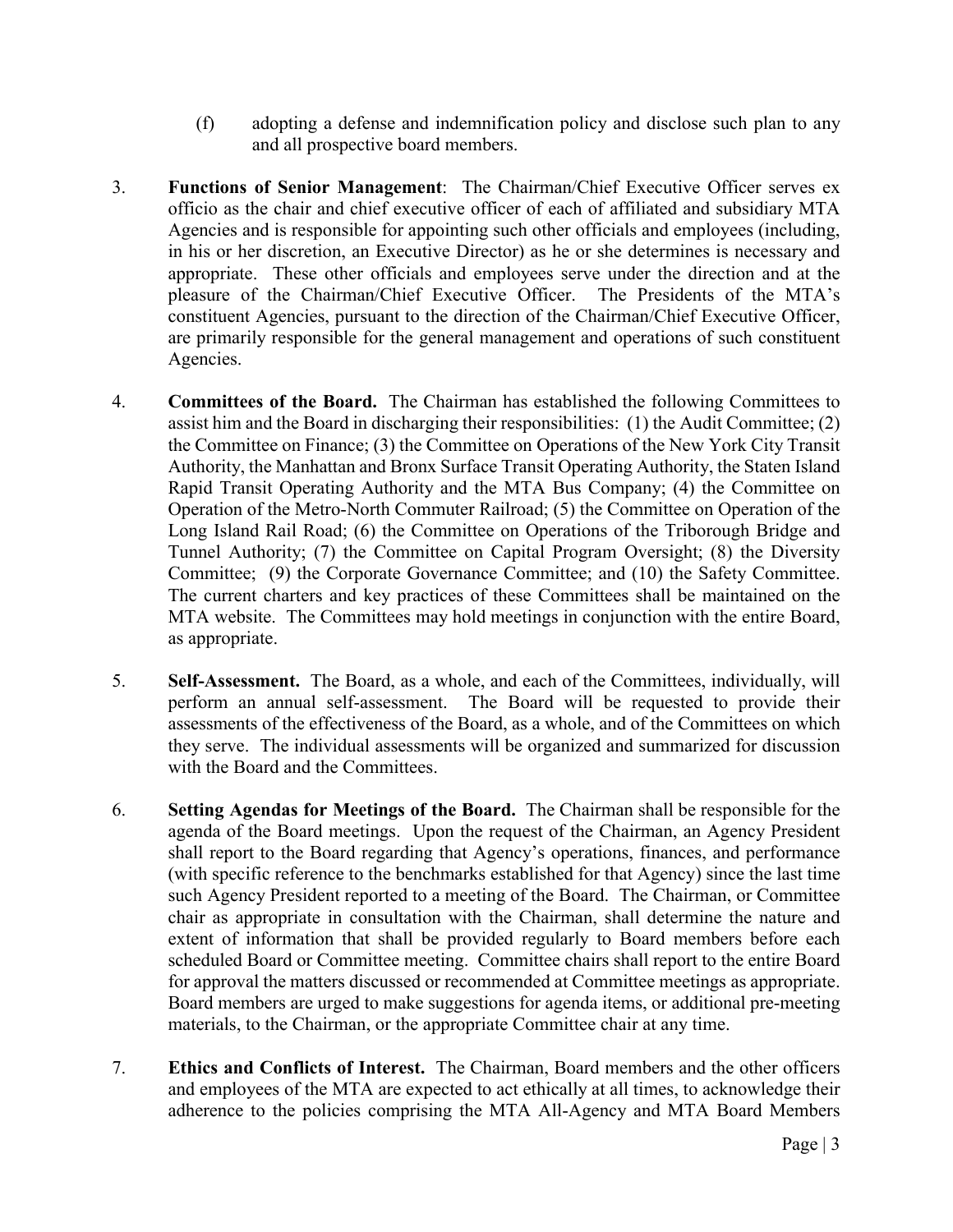(f) adopting a defense and indemnification policy and disclose such plan to any and all prospective board members.

3. **Functions of Senior Management**: The Chairman/Chief Executive Officer serves ex officio as the chair and chief executive officer of each of affiliated and subsidiary MTA Agencies and is responsible for appointing such other officials and employees (including, in his or her discretion, an Executive Director) as he or she determines is necessary and appropriate. These other officials and employees serve under the direction and at the pleasure of the Chairman/Chief Executive Officer. The Presidents of the MTA's constituent Agencies, pursuant to the direction of the Chairman/Chief Executive Officer, are primarily responsible for the general management and operations of such constituent Agencies.

4. **Committees of the Board.** The Chairman has established the following Committees to assist him and the Board in discharging their responsibilities: (1) the Audit Committee; (2) the Committee on Finance; (3) the Committee on Operations of the New York City Transit Authority, the Manhattan and Bronx Surface Transit Operating Authority, the Staten Island Rapid Transit Operating Authority and the MTA Bus Company; (4) the Committee on Operation of the Metro-North Commuter Railroad; (5) the Committee on Operation of the Long Island Rail Road; (6) the Committee on Operations of the Triborough Bridge and Tunnel Authority; (7) the Committee on Capital Program Oversight; (8) the Diversity Committee; (9) the Corporate Governance Committee; and (10) the Safety Committee. The current charters and key practices of these Committees shall be maintained on the MTA website. The Committees may hold meetings in conjunction with the entire Board, as appropriate.

5. **Self-Assessment.** The Board, as a whole, and each of the Committees, individually, will perform an annual self-assessment. The Board will be requested to provide their assessments of the effectiveness of the Board, as a whole, and of the Committees on which they serve. The individual assessments will be organized and summarized for discussion with the Board and the Committees.

6. **Setting Agendas for Meetings of the Board.** The Chairman shall be responsible for the agenda of the Board meetings. Upon the request of the Chairman, an Agency President shall report to the Board regarding that Agency's operations, finances, and performance (with specific reference to the benchmarks established for that Agency) since the last time such Agency President reported to a meeting of the Board. The Chairman, or Committee chair as appropriate in consultation with the Chairman, shall determine the nature and extent of information that shall be provided regularly to Board members before each scheduled Board or Committee meeting. Committee chairs shall report to the entire Board for approval the matters discussed or recommended at Committee meetings as appropriate. Board members are urged to make suggestions for agenda items, or additional pre-meeting materials, to the Chairman, or the appropriate Committee chair at any time.

7. **Ethics and Conflicts of Interest.** The Chairman, Board members and the other officers and employees of the MTA are expected to act ethically at all times, to acknowledge their adherence to the policies comprising the MTA All-Agency and MTA Board Members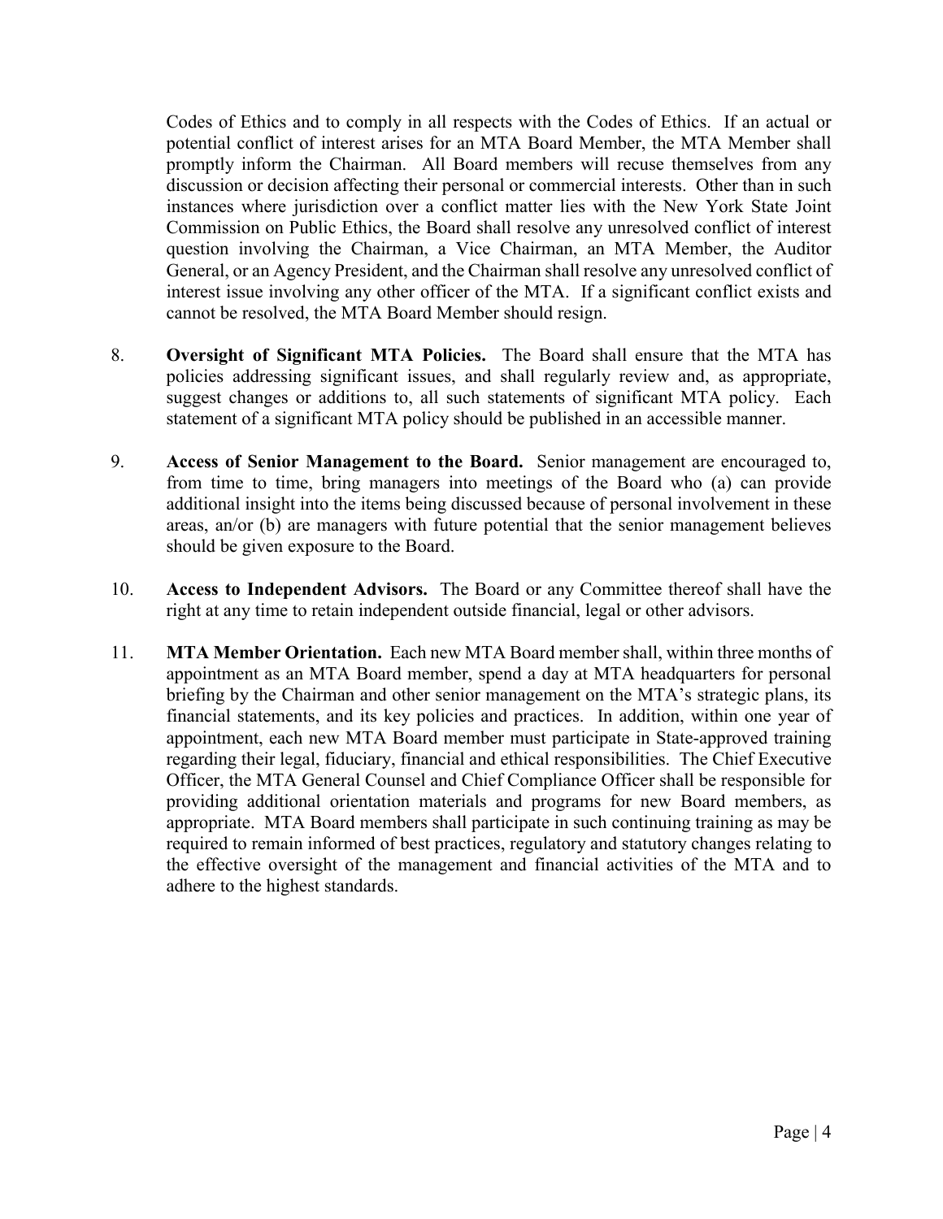Codes of Ethics and to comply in all respects with the Codes of Ethics. If an actual or potential conflict of interest arises for an MTA Board Member, the MTA Member shall promptly inform the Chairman. All Board members will recuse themselves from any discussion or decision affecting their personal or commercial interests. Other than in such instances where jurisdiction over a conflict matter lies with the New York State Joint Commission on Public Ethics, the Board shall resolve any unresolved conflict of interest question involving the Chairman, a Vice Chairman, an MTA Member, the Auditor General, or an Agency President, and the Chairman shall resolve any unresolved conflict of interest issue involving any other officer of the MTA. If a significant conflict exists and cannot be resolved, the MTA Board Member should resign.

8. **Oversight of Significant MTA Policies.** The Board shall ensure that the MTA has policies addressing significant issues, and shall regularly review and, as appropriate, suggest changes or additions to, all such statements of significant MTA policy. Each statement of a significant MTA policy should be published in an accessible manner.

9. **Access of Senior Management to the Board.** Senior management are encouraged to, from time to time, bring managers into meetings of the Board who (a) can provide additional insight into the items being discussed because of personal involvement in these areas, an/or (b) are managers with future potential that the senior management believes should be given exposure to the Board.

10. **Access to Independent Advisors.** The Board or any Committee thereof shall have the right at any time to retain independent outside financial, legal or other advisors.

11. **MTA Member Orientation.** Each new MTA Board member shall, within three months of appointment as an MTA Board member, spend a day at MTA headquarters for personal briefing by the Chairman and other senior management on the MTA's strategic plans, its financial statements, and its key policies and practices. In addition, within one year of appointment, each new MTA Board member must participate in State-approved training regarding their legal, fiduciary, financial and ethical responsibilities. The Chief Executive Officer, the MTA General Counsel and Chief Compliance Officer shall be responsible for providing additional orientation materials and programs for new Board members, as appropriate. MTA Board members shall participate in such continuing training as may be required to remain informed of best practices, regulatory and statutory changes relating to the effective oversight of the management and financial activities of the MTA and to adhere to the highest standards.